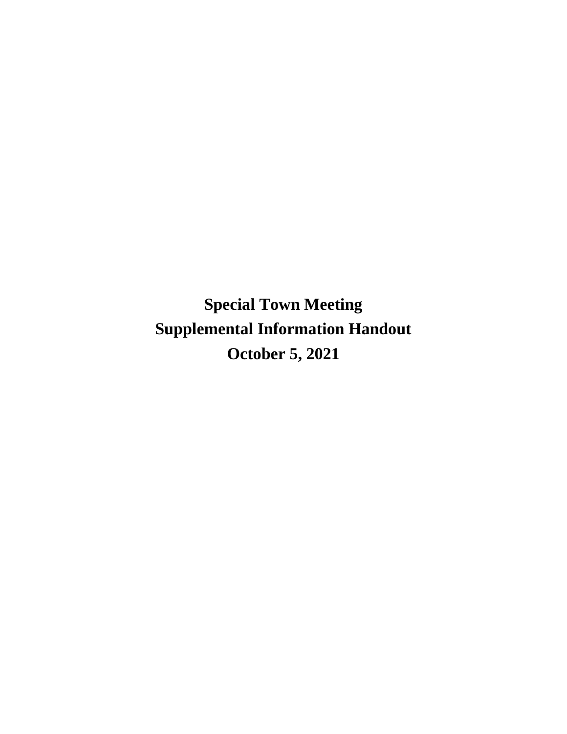# Special Town Meeting
# Supplemental Information Handout
# October 5, 2021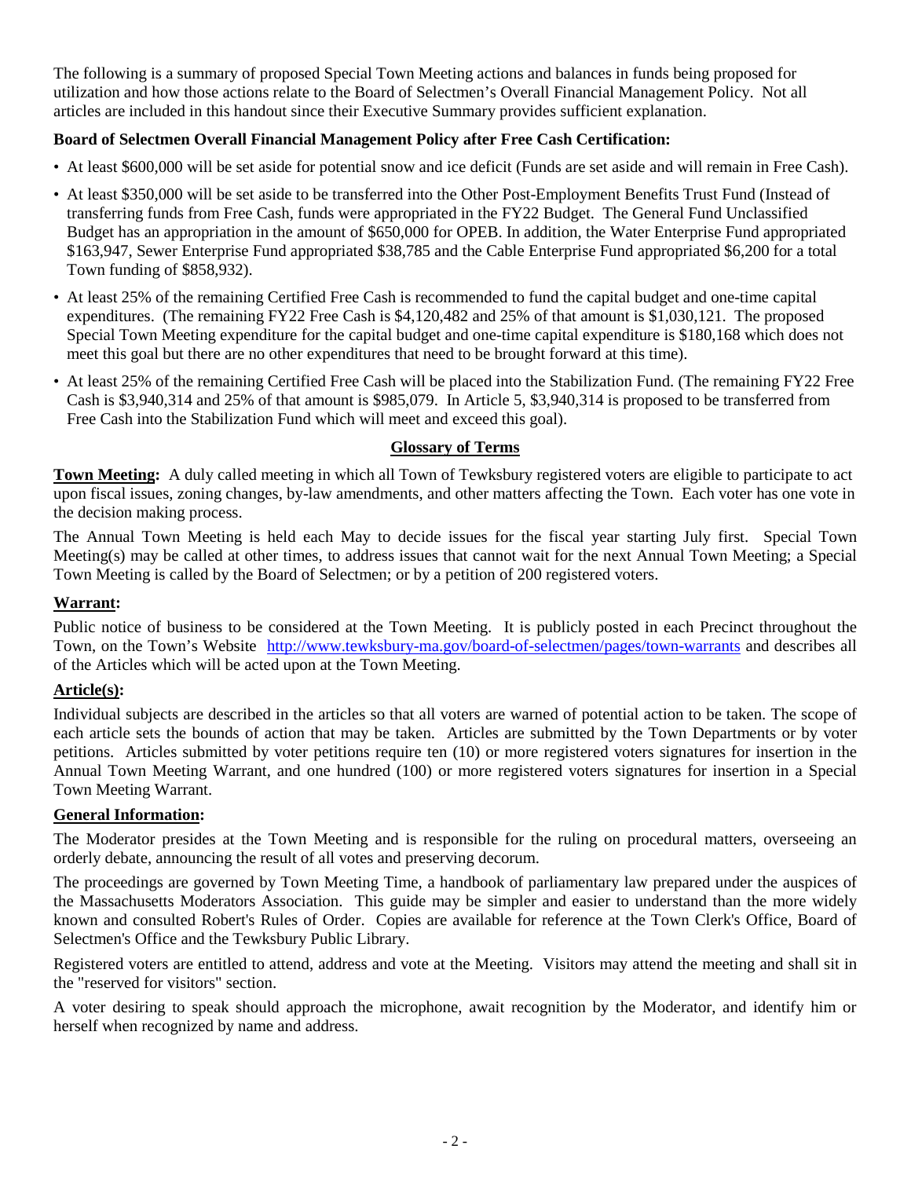The following is a summary of proposed Special Town Meeting actions and balances in funds being proposed for utilization and how those actions relate to the Board of Selectmen's Overall Financial Management Policy. Not all articles are included in this handout since their Executive Summary provides sufficient explanation.

**Board of Selectmen Overall Financial Management Policy after Free Cash Certification:**

- At least $600,000 will be set aside for potential snow and ice deficit (Funds are set aside and will remain in Free Cash).
- At least $350,000 will be set aside to be transferred into the Other Post-Employment Benefits Trust Fund (Instead of transferring funds from Free Cash, funds were appropriated in the FY22 Budget. The General Fund Unclassified Budget has an appropriation in the amount of $650,000 for OPEB. In addition, the Water Enterprise Fund appropriated $163,947, Sewer Enterprise Fund appropriated $38,785 and the Cable Enterprise Fund appropriated $6,200 for a total Town funding of $858,932).
- At least 25% of the remaining Certified Free Cash is recommended to fund the capital budget and one-time capital expenditures. (The remaining FY22 Free Cash is $4,120,482 and 25% of that amount is $1,030,121. The proposed Special Town Meeting expenditure for the capital budget and one-time capital expenditure is $180,168 which does not meet this goal but there are no other expenditures that need to be brought forward at this time).
- At least 25% of the remaining Certified Free Cash will be placed into the Stabilization Fund. (The remaining FY22 Free Cash is $3,940,314 and 25% of that amount is $985,079. In Article 5, $3,940,314 is proposed to be transferred from Free Cash into the Stabilization Fund which will meet and exceed this goal).

## Glossary of Terms

**Town Meeting:** A duly called meeting in which all Town of Tewksbury registered voters are eligible to participate to act upon fiscal issues, zoning changes, by-law amendments, and other matters affecting the Town. Each voter has one vote in the decision making process.

The Annual Town Meeting is held each May to decide issues for the fiscal year starting July first. Special Town Meeting(s) may be called at other times, to address issues that cannot wait for the next Annual Town Meeting; a Special Town Meeting is called by the Board of Selectmen; or by a petition of 200 registered voters.

**Warrant:**

Public notice of business to be considered at the Town Meeting. It is publicly posted in each Precinct throughout the Town, on the Town's Website http://www.tewksbury-ma.gov/board-of-selectmen/pages/town-warrants and describes all of the Articles which will be acted upon at the Town Meeting.

**Article(s):**

Individual subjects are described in the articles so that all voters are warned of potential action to be taken. The scope of each article sets the bounds of action that may be taken. Articles are submitted by the Town Departments or by voter petitions. Articles submitted by voter petitions require ten (10) or more registered voters signatures for insertion in the Annual Town Meeting Warrant, and one hundred (100) or more registered voters signatures for insertion in a Special Town Meeting Warrant.

**General Information:**

The Moderator presides at the Town Meeting and is responsible for the ruling on procedural matters, overseeing an orderly debate, announcing the result of all votes and preserving decorum.

The proceedings are governed by Town Meeting Time, a handbook of parliamentary law prepared under the auspices of the Massachusetts Moderators Association. This guide may be simpler and easier to understand than the more widely known and consulted Robert's Rules of Order. Copies are available for reference at the Town Clerk's Office, Board of Selectmen's Office and the Tewksbury Public Library.

Registered voters are entitled to attend, address and vote at the Meeting. Visitors may attend the meeting and shall sit in the "reserved for visitors" section.

A voter desiring to speak should approach the microphone, await recognition by the Moderator, and identify him or herself when recognized by name and address.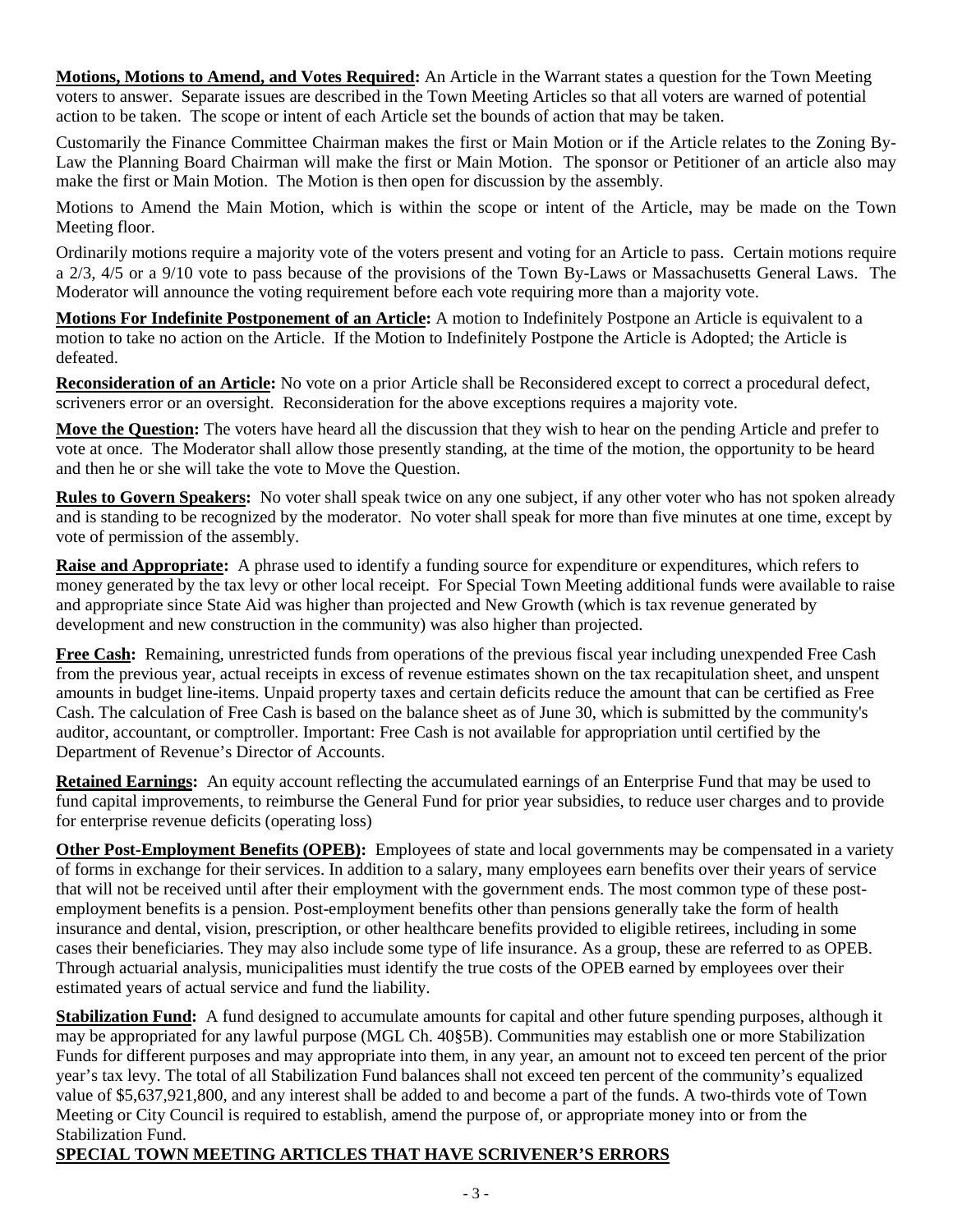**Motions, Motions to Amend, and Votes Required:** An Article in the Warrant states a question for the Town Meeting voters to answer. Separate issues are described in the Town Meeting Articles so that all voters are warned of potential action to be taken. The scope or intent of each Article set the bounds of action that may be taken.

Customarily the Finance Committee Chairman makes the first or Main Motion or if the Article relates to the Zoning By-Law the Planning Board Chairman will make the first or Main Motion. The sponsor or Petitioner of an article also may make the first or Main Motion. The Motion is then open for discussion by the assembly.

Motions to Amend the Main Motion, which is within the scope or intent of the Article, may be made on the Town Meeting floor.

Ordinarily motions require a majority vote of the voters present and voting for an Article to pass. Certain motions require a 2/3, 4/5 or a 9/10 vote to pass because of the provisions of the Town By-Laws or Massachusetts General Laws. The Moderator will announce the voting requirement before each vote requiring more than a majority vote.

**Motions For Indefinite Postponement of an Article:** A motion to Indefinitely Postpone an Article is equivalent to a motion to take no action on the Article. If the Motion to Indefinitely Postpone the Article is Adopted; the Article is defeated.

**Reconsideration of an Article:** No vote on a prior Article shall be Reconsidered except to correct a procedural defect, scriveners error or an oversight. Reconsideration for the above exceptions requires a majority vote.

**Move the Question:** The voters have heard all the discussion that they wish to hear on the pending Article and prefer to vote at once. The Moderator shall allow those presently standing, at the time of the motion, the opportunity to be heard and then he or she will take the vote to Move the Question.

**Rules to Govern Speakers:** No voter shall speak twice on any one subject, if any other voter who has not spoken already and is standing to be recognized by the moderator. No voter shall speak for more than five minutes at one time, except by vote of permission of the assembly.

**Raise and Appropriate:** A phrase used to identify a funding source for expenditure or expenditures, which refers to money generated by the tax levy or other local receipt. For Special Town Meeting additional funds were available to raise and appropriate since State Aid was higher than projected and New Growth (which is tax revenue generated by development and new construction in the community) was also higher than projected.

**Free Cash:** Remaining, unrestricted funds from operations of the previous fiscal year including unexpended Free Cash from the previous year, actual receipts in excess of revenue estimates shown on the tax recapitulation sheet, and unspent amounts in budget line-items. Unpaid property taxes and certain deficits reduce the amount that can be certified as Free Cash. The calculation of Free Cash is based on the balance sheet as of June 30, which is submitted by the community's auditor, accountant, or comptroller. Important: Free Cash is not available for appropriation until certified by the Department of Revenue's Director of Accounts.

**Retained Earnings:** An equity account reflecting the accumulated earnings of an Enterprise Fund that may be used to fund capital improvements, to reimburse the General Fund for prior year subsidies, to reduce user charges and to provide for enterprise revenue deficits (operating loss)

**Other Post-Employment Benefits (OPEB):** Employees of state and local governments may be compensated in a variety of forms in exchange for their services. In addition to a salary, many employees earn benefits over their years of service that will not be received until after their employment with the government ends. The most common type of these post-employment benefits is a pension. Post-employment benefits other than pensions generally take the form of health insurance and dental, vision, prescription, or other healthcare benefits provided to eligible retirees, including in some cases their beneficiaries. They may also include some type of life insurance. As a group, these are referred to as OPEB. Through actuarial analysis, municipalities must identify the true costs of the OPEB earned by employees over their estimated years of actual service and fund the liability.

**Stabilization Fund:** A fund designed to accumulate amounts for capital and other future spending purposes, although it may be appropriated for any lawful purpose (MGL Ch. 40§5B). Communities may establish one or more Stabilization Funds for different purposes and may appropriate into them, in any year, an amount not to exceed ten percent of the prior year's tax levy. The total of all Stabilization Fund balances shall not exceed ten percent of the community's equalized value of $5,637,921,800, and any interest shall be added to and become a part of the funds. A two-thirds vote of Town Meeting or City Council is required to establish, amend the purpose of, or appropriate money into or from the Stabilization Fund.

**SPECIAL TOWN MEETING ARTICLES THAT HAVE SCRIVENER'S ERRORS**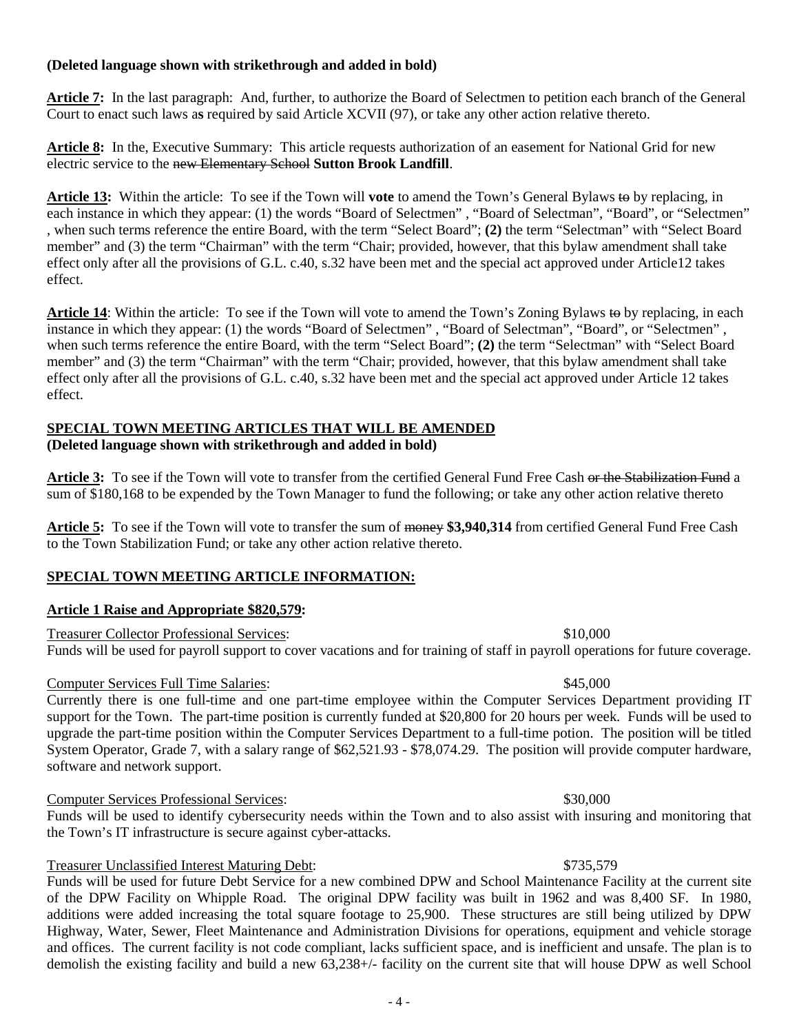**(Deleted language shown with strikethrough and added in bold)**

**Article 7:** In the last paragraph: And, further, to authorize the Board of Selectmen to petition each branch of the General Court to enact such laws a**s** required by said Article XCVII (97), or take any other action relative thereto.

**Article 8:** In the, Executive Summary: This article requests authorization of an easement for National Grid for new electric service to the ~~new Elementary School~~ **Sutton Brook Landfill**.

**Article 13:** Within the article: To see if the Town will **vote** to amend the Town's General Bylaws ~~to~~ by replacing, in each instance in which they appear: (1) the words "Board of Selectmen" , "Board of Selectman", "Board", or "Selectmen" , when such terms reference the entire Board, with the term "Select Board"; **(2)** the term "Selectman" with "Select Board member" and (3) the term "Chairman" with the term "Chair; provided, however, that this bylaw amendment shall take effect only after all the provisions of G.L. c.40, s.32 have been met and the special act approved under Article12 takes effect.

**Article 14**: Within the article: To see if the Town will vote to amend the Town's Zoning Bylaws ~~to~~ by replacing, in each instance in which they appear: (1) the words "Board of Selectmen" , "Board of Selectman", "Board", or "Selectmen" , when such terms reference the entire Board, with the term "Select Board"; **(2)** the term "Selectman" with "Select Board member" and (3) the term "Chairman" with the term "Chair; provided, however, that this bylaw amendment shall take effect only after all the provisions of G.L. c.40, s.32 have been met and the special act approved under Article 12 takes effect.

## SPECIAL TOWN MEETING ARTICLES THAT WILL BE AMENDED

**(Deleted language shown with strikethrough and added in bold)**

**Article 3:** To see if the Town will vote to transfer from the certified General Fund Free Cash ~~or the Stabilization Fund~~ a sum of $180,168 to be expended by the Town Manager to fund the following; or take any other action relative thereto

**Article 5:** To see if the Town will vote to transfer the sum of ~~money~~ **$3,940,314** from certified General Fund Free Cash to the Town Stabilization Fund; or take any other action relative thereto.

## SPECIAL TOWN MEETING ARTICLE INFORMATION:

### Article 1 Raise and Appropriate $820,579:

Treasurer Collector Professional Services: $10,000

Funds will be used for payroll support to cover vacations and for training of staff in payroll operations for future coverage.

Computer Services Full Time Salaries: $45,000

Currently there is one full-time and one part-time employee within the Computer Services Department providing IT support for the Town. The part-time position is currently funded at $20,800 for 20 hours per week. Funds will be used to upgrade the part-time position within the Computer Services Department to a full-time potion. The position will be titled System Operator, Grade 7, with a salary range of $62,521.93 - $78,074.29. The position will provide computer hardware, software and network support.

Computer Services Professional Services: $30,000

Funds will be used to identify cybersecurity needs within the Town and to also assist with insuring and monitoring that the Town's IT infrastructure is secure against cyber-attacks.

Treasurer Unclassified Interest Maturing Debt: $735,579

Funds will be used for future Debt Service for a new combined DPW and School Maintenance Facility at the current site of the DPW Facility on Whipple Road. The original DPW facility was built in 1962 and was 8,400 SF. In 1980, additions were added increasing the total square footage to 25,900. These structures are still being utilized by DPW Highway, Water, Sewer, Fleet Maintenance and Administration Divisions for operations, equipment and vehicle storage and offices. The current facility is not code compliant, lacks sufficient space, and is inefficient and unsafe. The plan is to demolish the existing facility and build a new 63,238+/- facility on the current site that will house DPW as well School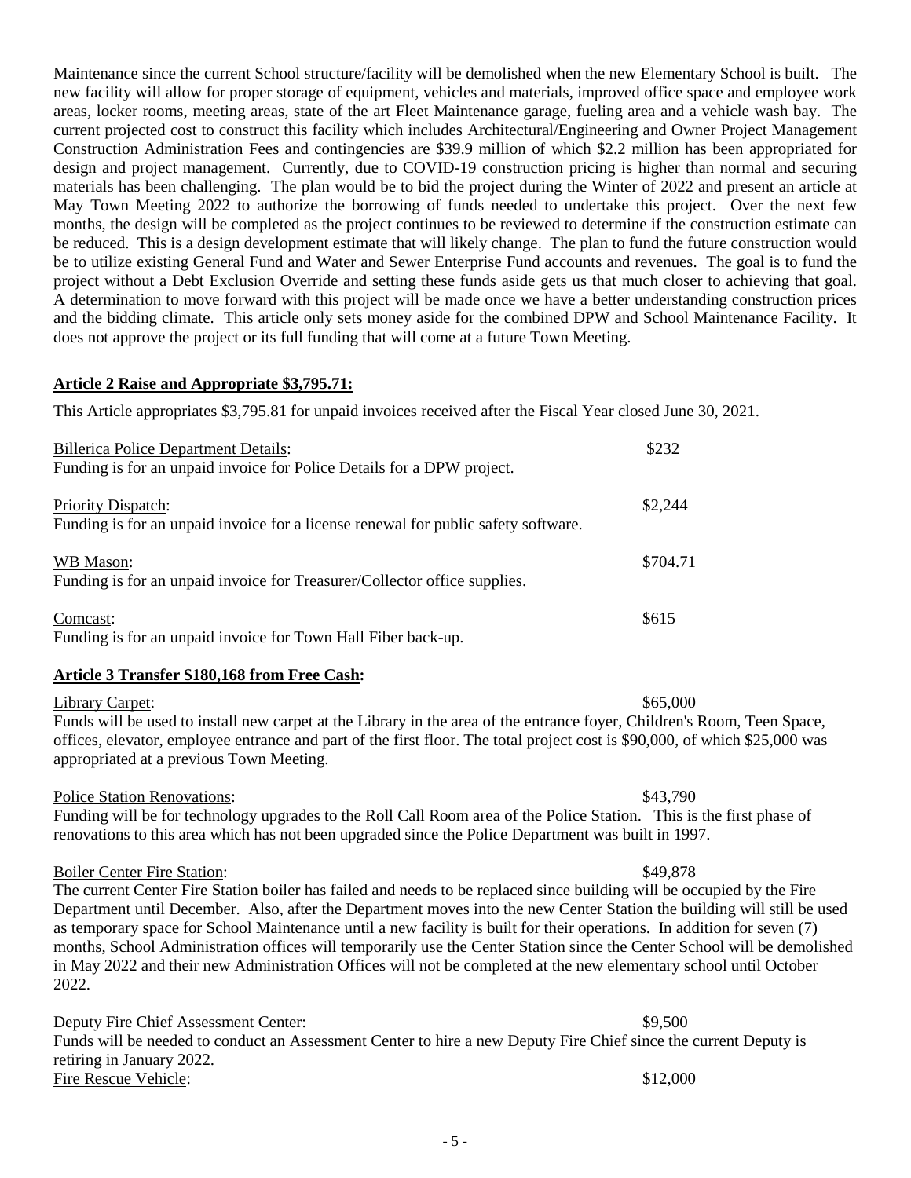Maintenance since the current School structure/facility will be demolished when the new Elementary School is built. The new facility will allow for proper storage of equipment, vehicles and materials, improved office space and employee work areas, locker rooms, meeting areas, state of the art Fleet Maintenance garage, fueling area and a vehicle wash bay. The current projected cost to construct this facility which includes Architectural/Engineering and Owner Project Management Construction Administration Fees and contingencies are $39.9 million of which $2.2 million has been appropriated for design and project management. Currently, due to COVID-19 construction pricing is higher than normal and securing materials has been challenging. The plan would be to bid the project during the Winter of 2022 and present an article at May Town Meeting 2022 to authorize the borrowing of funds needed to undertake this project. Over the next few months, the design will be completed as the project continues to be reviewed to determine if the construction estimate can be reduced. This is a design development estimate that will likely change. The plan to fund the future construction would be to utilize existing General Fund and Water and Sewer Enterprise Fund accounts and revenues. The goal is to fund the project without a Debt Exclusion Override and setting these funds aside gets us that much closer to achieving that goal. A determination to move forward with this project will be made once we have a better understanding construction prices and the bidding climate. This article only sets money aside for the combined DPW and School Maintenance Facility. It does not approve the project or its full funding that will come at a future Town Meeting.

**Article 2 Raise and Appropriate $3,795.71:**

This Article appropriates $3,795.81 for unpaid invoices received after the Fiscal Year closed June 30, 2021.

Billerica Police Department Details: $232
Funding is for an unpaid invoice for Police Details for a DPW project.

Priority Dispatch: $2,244
Funding is for an unpaid invoice for a license renewal for public safety software.

WB Mason: $704.71
Funding is for an unpaid invoice for Treasurer/Collector office supplies.

Comcast: $615
Funding is for an unpaid invoice for Town Hall Fiber back-up.

**Article 3 Transfer $180,168 from Free Cash:**

Library Carpet: $65,000
Funds will be used to install new carpet at the Library in the area of the entrance foyer, Children's Room, Teen Space, offices, elevator, employee entrance and part of the first floor. The total project cost is $90,000, of which $25,000 was appropriated at a previous Town Meeting.

Police Station Renovations: $43,790
Funding will be for technology upgrades to the Roll Call Room area of the Police Station. This is the first phase of renovations to this area which has not been upgraded since the Police Department was built in 1997.

Boiler Center Fire Station: $49,878
The current Center Fire Station boiler has failed and needs to be replaced since building will be occupied by the Fire Department until December. Also, after the Department moves into the new Center Station the building will still be used as temporary space for School Maintenance until a new facility is built for their operations. In addition for seven (7) months, School Administration offices will temporarily use the Center Station since the Center School will be demolished in May 2022 and their new Administration Offices will not be completed at the new elementary school until October 2022.

Deputy Fire Chief Assessment Center: $9,500
Funds will be needed to conduct an Assessment Center to hire a new Deputy Fire Chief since the current Deputy is retiring in January 2022.

Fire Rescue Vehicle: $12,000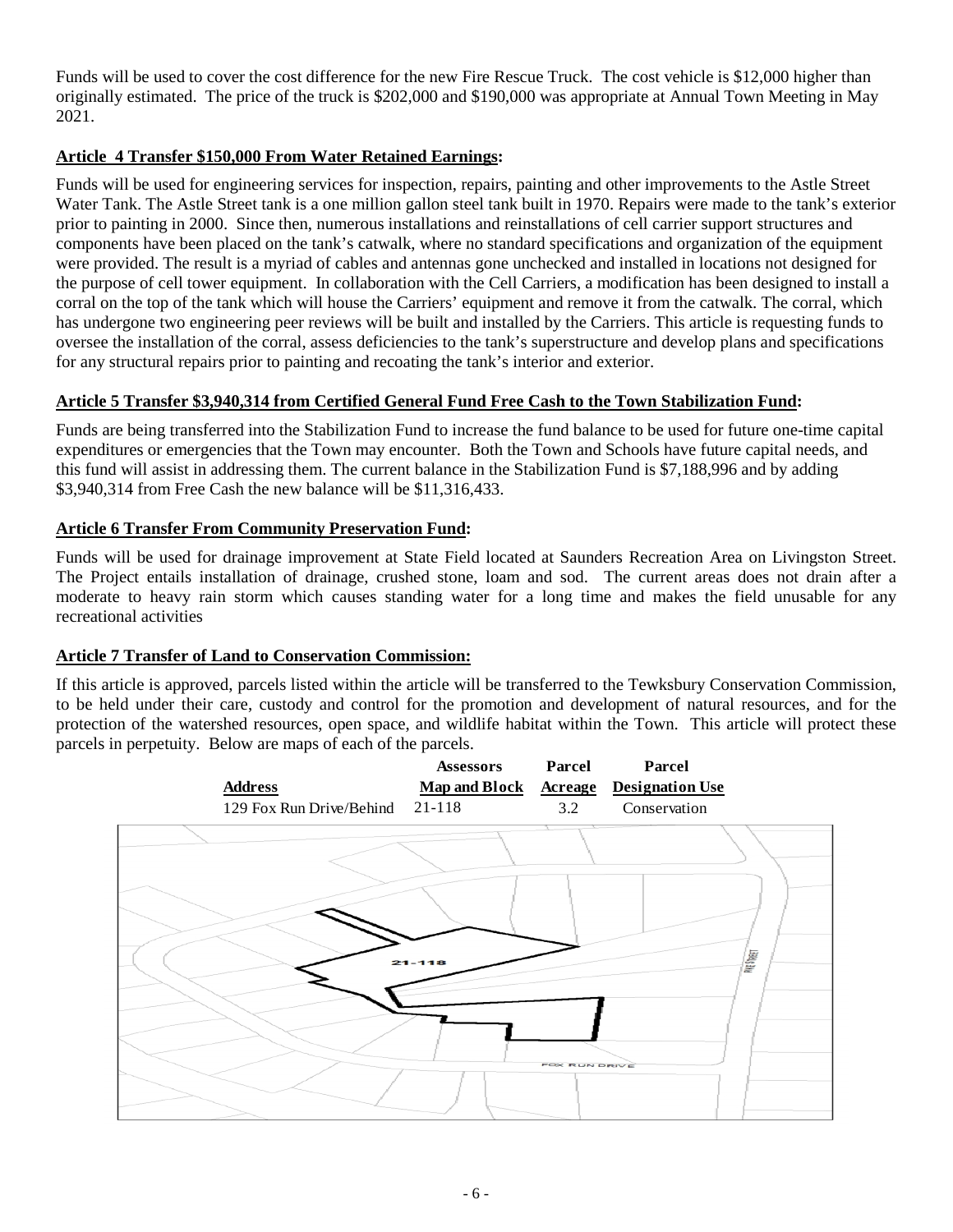Funds will be used to cover the cost difference for the new Fire Rescue Truck. The cost vehicle is $12,000 higher than originally estimated. The price of the truck is $202,000 and $190,000 was appropriate at Annual Town Meeting in May 2021.

**Article 4 Transfer $150,000 From Water Retained Earnings:**

Funds will be used for engineering services for inspection, repairs, painting and other improvements to the Astle Street Water Tank. The Astle Street tank is a one million gallon steel tank built in 1970. Repairs were made to the tank's exterior prior to painting in 2000. Since then, numerous installations and reinstallations of cell carrier support structures and components have been placed on the tank's catwalk, where no standard specifications and organization of the equipment were provided. The result is a myriad of cables and antennas gone unchecked and installed in locations not designed for the purpose of cell tower equipment. In collaboration with the Cell Carriers, a modification has been designed to install a corral on the top of the tank which will house the Carriers' equipment and remove it from the catwalk. The corral, which has undergone two engineering peer reviews will be built and installed by the Carriers. This article is requesting funds to oversee the installation of the corral, assess deficiencies to the tank's superstructure and develop plans and specifications for any structural repairs prior to painting and recoating the tank's interior and exterior.

**Article 5 Transfer $3,940,314 from Certified General Fund Free Cash to the Town Stabilization Fund:**

Funds are being transferred into the Stabilization Fund to increase the fund balance to be used for future one-time capital expenditures or emergencies that the Town may encounter. Both the Town and Schools have future capital needs, and this fund will assist in addressing them. The current balance in the Stabilization Fund is $7,188,996 and by adding $3,940,314 from Free Cash the new balance will be $11,316,433.

**Article 6 Transfer From Community Preservation Fund:**

Funds will be used for drainage improvement at State Field located at Saunders Recreation Area on Livingston Street. The Project entails installation of drainage, crushed stone, loam and sod. The current areas does not drain after a moderate to heavy rain storm which causes standing water for a long time and makes the field unusable for any recreational activities

**Article 7 Transfer of Land to Conservation Commission:**

If this article is approved, parcels listed within the article will be transferred to the Tewksbury Conservation Commission, to be held under their care, custody and control for the promotion and development of natural resources, and for the protection of the watershed resources, open space, and wildlife habitat within the Town. This article will protect these parcels in perpetuity. Below are maps of each of the parcels.

| Address | Assessors Map and Block | Parcel Acreage | Parcel Designation Use |
|---|---|---|---|
| 129 Fox Run Drive/Behind | 21-118 | 3.2 | Conservation |

21-118

FOX RUN DRIVE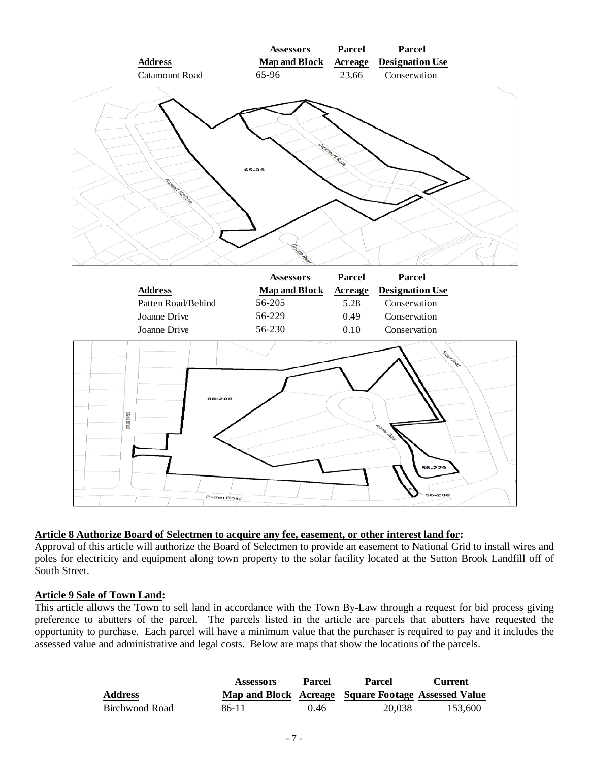| Address | Assessors Map and Block | Parcel Acreage | Parcel Designation Use |
| --- | --- | --- | --- |
| Catamount Road | 65-96 | 23.66 | Conservation |

| Address | Assessors Map and Block | Parcel Acreage | Parcel Designation Use |
| --- | --- | --- | --- |
| Patten Road/Behind | 56-205 | 5.28 | Conservation |
| Joanne Drive | 56-229 | 0.49 | Conservation |
| Joanne Drive | 56-230 | 0.10 | Conservation |

**Article 8 Authorize Board of Selectmen to acquire any fee, easement, or other interest land for:**

Approval of this article will authorize the Board of Selectmen to provide an easement to National Grid to install wires and poles for electricity and equipment along town property to the solar facility located at the Sutton Brook Landfill off of South Street.

**Article 9 Sale of Town Land:**

This article allows the Town to sell land in accordance with the Town By-Law through a request for bid process giving preference to abutters of the parcel. The parcels listed in the article are parcels that abutters have requested the opportunity to purchase. Each parcel will have a minimum value that the purchaser is required to pay and it includes the assessed value and administrative and legal costs. Below are maps that show the locations of the parcels.

| Address | Assessors Map and Block | Parcel Acreage | Parcel Square Footage | Current Assessed Value |
| --- | --- | --- | --- | --- |
| Birchwood Road | 86-11 | 0.46 | 20,038 | 153,600 |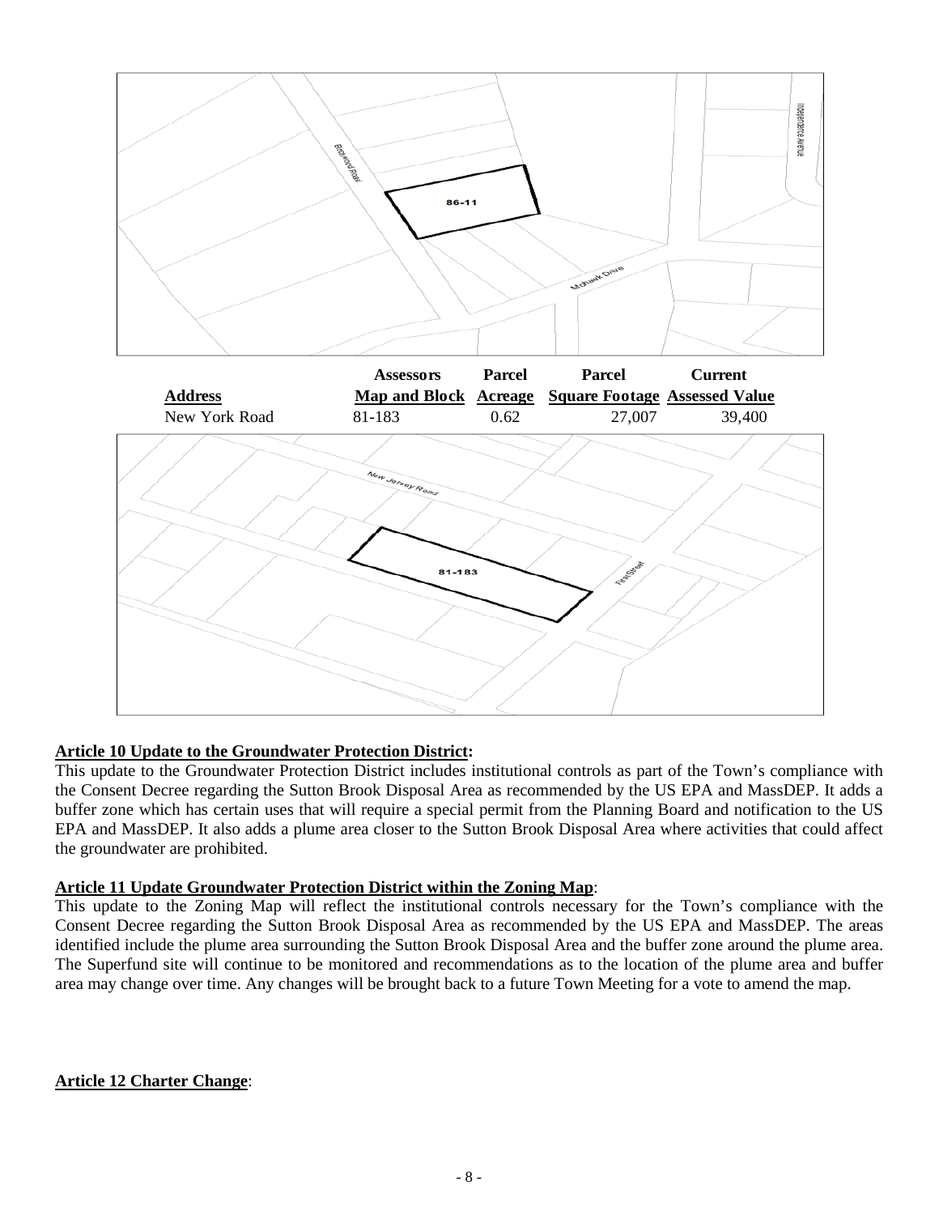| Address | Assessors Map and Block | Parcel Acreage | Parcel Square Footage | Current Assessed Value |
|---|---|---|---|---|
| New York Road | 81-183 | 0.62 | 27,007 | 39,400 |

**Article 10 Update to the Groundwater Protection District:**

This update to the Groundwater Protection District includes institutional controls as part of the Town's compliance with the Consent Decree regarding the Sutton Brook Disposal Area as recommended by the US EPA and MassDEP. It adds a buffer zone which has certain uses that will require a special permit from the Planning Board and notification to the US EPA and MassDEP. It also adds a plume area closer to the Sutton Brook Disposal Area where activities that could affect the groundwater are prohibited.

**Article 11 Update Groundwater Protection District within the Zoning Map**:

This update to the Zoning Map will reflect the institutional controls necessary for the Town's compliance with the Consent Decree regarding the Sutton Brook Disposal Area as recommended by the US EPA and MassDEP. The areas identified include the plume area surrounding the Sutton Brook Disposal Area and the buffer zone around the plume area. The Superfund site will continue to be monitored and recommendations as to the location of the plume area and buffer area may change over time. Any changes will be brought back to a future Town Meeting for a vote to amend the map.

**Article 12 Charter Change**: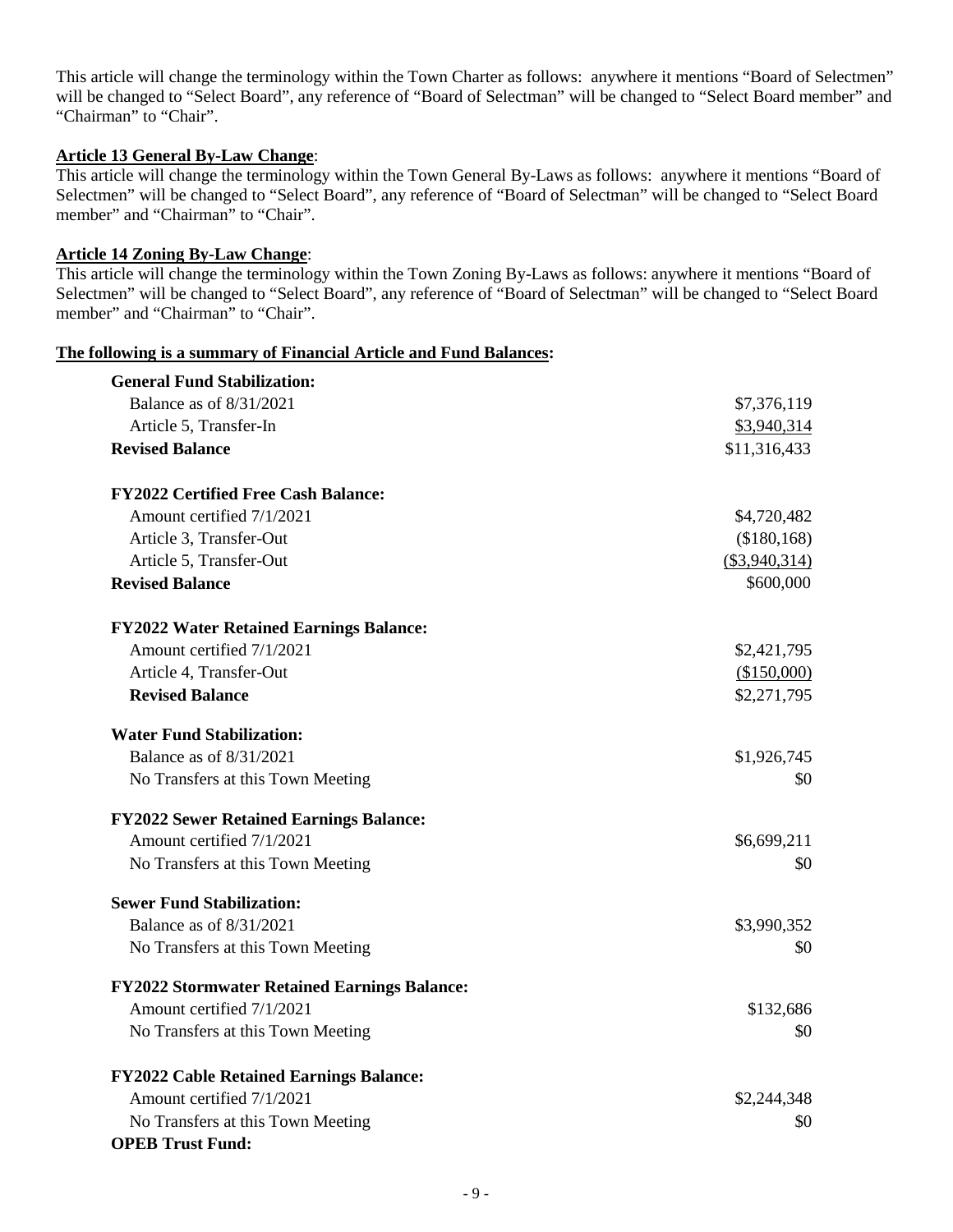This article will change the terminology within the Town Charter as follows: anywhere it mentions "Board of Selectmen" will be changed to "Select Board", any reference of "Board of Selectman" will be changed to "Select Board member" and "Chairman" to "Chair".

**Article 13 General By-Law Change**:

This article will change the terminology within the Town General By-Laws as follows: anywhere it mentions "Board of Selectmen" will be changed to "Select Board", any reference of "Board of Selectman" will be changed to "Select Board member" and "Chairman" to "Chair".

**Article 14 Zoning By-Law Change**:

This article will change the terminology within the Town Zoning By-Laws as follows: anywhere it mentions "Board of Selectmen" will be changed to "Select Board", any reference of "Board of Selectman" will be changed to "Select Board member" and "Chairman" to "Chair".

**The following is a summary of Financial Article and Fund Balances:**

| | |
|---|---|
| **General Fund Stabilization:** | |
| Balance as of 8/31/2021 | $7,376,119 |
| Article 5, Transfer-In | $3,940,314 |
| **Revised Balance** | $11,316,433 |
| | |
| **FY2022 Certified Free Cash Balance:** | |
| Amount certified 7/1/2021 | $4,720,482 |
| Article 3, Transfer-Out | ($180,168) |
| Article 5, Transfer-Out | ($3,940,314) |
| **Revised Balance** | $600,000 |
| | |
| **FY2022 Water Retained Earnings Balance:** | |
| Amount certified 7/1/2021 | $2,421,795 |
| Article 4, Transfer-Out | ($150,000) |
| **Revised Balance** | $2,271,795 |
| | |
| **Water Fund Stabilization:** | |
| Balance as of 8/31/2021 | $1,926,745 |
| No Transfers at this Town Meeting | $0 |
| | |
| **FY2022 Sewer Retained Earnings Balance:** | |
| Amount certified 7/1/2021 | $6,699,211 |
| No Transfers at this Town Meeting | $0 |
| | |
| **Sewer Fund Stabilization:** | |
| Balance as of 8/31/2021 | $3,990,352 |
| No Transfers at this Town Meeting | $0 |
| | |
| **FY2022 Stormwater Retained Earnings Balance:** | |
| Amount certified 7/1/2021 | $132,686 |
| No Transfers at this Town Meeting | $0 |
| | |
| **FY2022 Cable Retained Earnings Balance:** | |
| Amount certified 7/1/2021 | $2,244,348 |
| No Transfers at this Town Meeting | $0 |
| **OPEB Trust Fund:** | |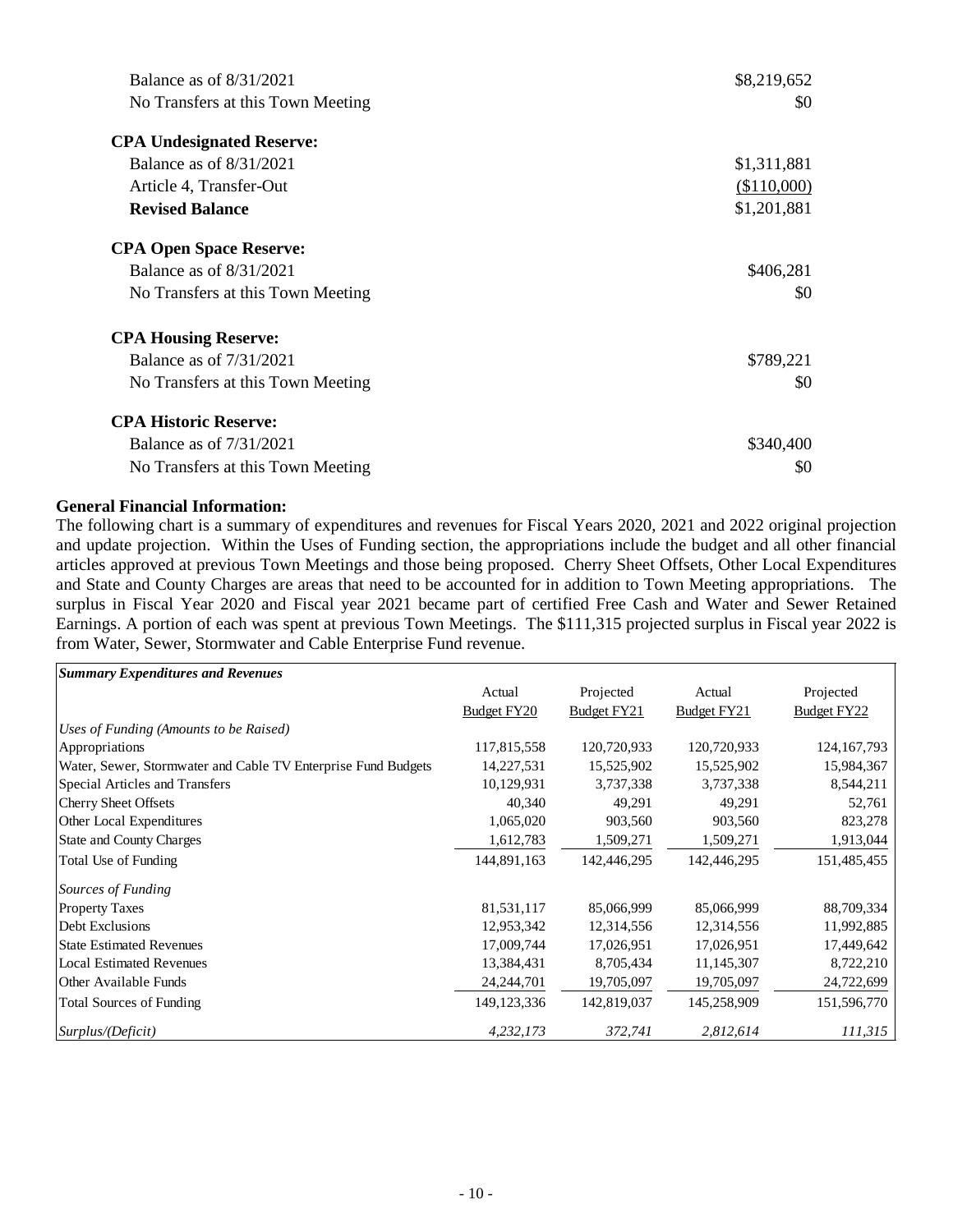| | |
|---|---|
| Balance as of 8/31/2021 | $8,219,652 |
| No Transfers at this Town Meeting | $0 |

**CPA Undesignated Reserve:**

| | |
|---|---|
| Balance as of 8/31/2021 | $1,311,881 |
| Article 4, Transfer-Out | ($110,000) |
| **Revised Balance** | $1,201,881 |

**CPA Open Space Reserve:**

| | |
|---|---|
| Balance as of 8/31/2021 | $406,281 |
| No Transfers at this Town Meeting | $0 |

**CPA Housing Reserve:**

| | |
|---|---|
| Balance as of 7/31/2021 | $789,221 |
| No Transfers at this Town Meeting | $0 |

**CPA Historic Reserve:**

| | |
|---|---|
| Balance as of 7/31/2021 | $340,400 |
| No Transfers at this Town Meeting | $0 |

**General Financial Information:**

The following chart is a summary of expenditures and revenues for Fiscal Years 2020, 2021 and 2022 original projection and update projection. Within the Uses of Funding section, the appropriations include the budget and all other financial articles approved at previous Town Meetings and those being proposed. Cherry Sheet Offsets, Other Local Expenditures and State and County Charges are areas that need to be accounted for in addition to Town Meeting appropriations. The surplus in Fiscal Year 2020 and Fiscal year 2021 became part of certified Free Cash and Water and Sewer Retained Earnings. A portion of each was spent at previous Town Meetings. The $111,315 projected surplus in Fiscal year 2022 is from Water, Sewer, Stormwater and Cable Enterprise Fund revenue.

| *Summary Expenditures and Revenues* | Actual Budget FY20 | Projected Budget FY21 | Actual Budget FY21 | Projected Budget FY22 |
|---|---|---|---|---|
| *Uses of Funding (Amounts to be Raised)* | | | | |
| Appropriations | 117,815,558 | 120,720,933 | 120,720,933 | 124,167,793 |
| Water, Sewer, Stormwater and Cable TV Enterprise Fund Budgets | 14,227,531 | 15,525,902 | 15,525,902 | 15,984,367 |
| Special Articles and Transfers | 10,129,931 | 3,737,338 | 3,737,338 | 8,544,211 |
| Cherry Sheet Offsets | 40,340 | 49,291 | 49,291 | 52,761 |
| Other Local Expenditures | 1,065,020 | 903,560 | 903,560 | 823,278 |
| State and County Charges | 1,612,783 | 1,509,271 | 1,509,271 | 1,913,044 |
| Total Use of Funding | 144,891,163 | 142,446,295 | 142,446,295 | 151,485,455 |
| *Sources of Funding* | | | | |
| Property Taxes | 81,531,117 | 85,066,999 | 85,066,999 | 88,709,334 |
| Debt Exclusions | 12,953,342 | 12,314,556 | 12,314,556 | 11,992,885 |
| State Estimated Revenues | 17,009,744 | 17,026,951 | 17,026,951 | 17,449,642 |
| Local Estimated Revenues | 13,384,431 | 8,705,434 | 11,145,307 | 8,722,210 |
| Other Available Funds | 24,244,701 | 19,705,097 | 19,705,097 | 24,722,699 |
| Total Sources of Funding | 149,123,336 | 142,819,037 | 145,258,909 | 151,596,770 |
| *Surplus/(Deficit)* | *4,232,173* | *372,741* | *2,812,614* | *111,315* |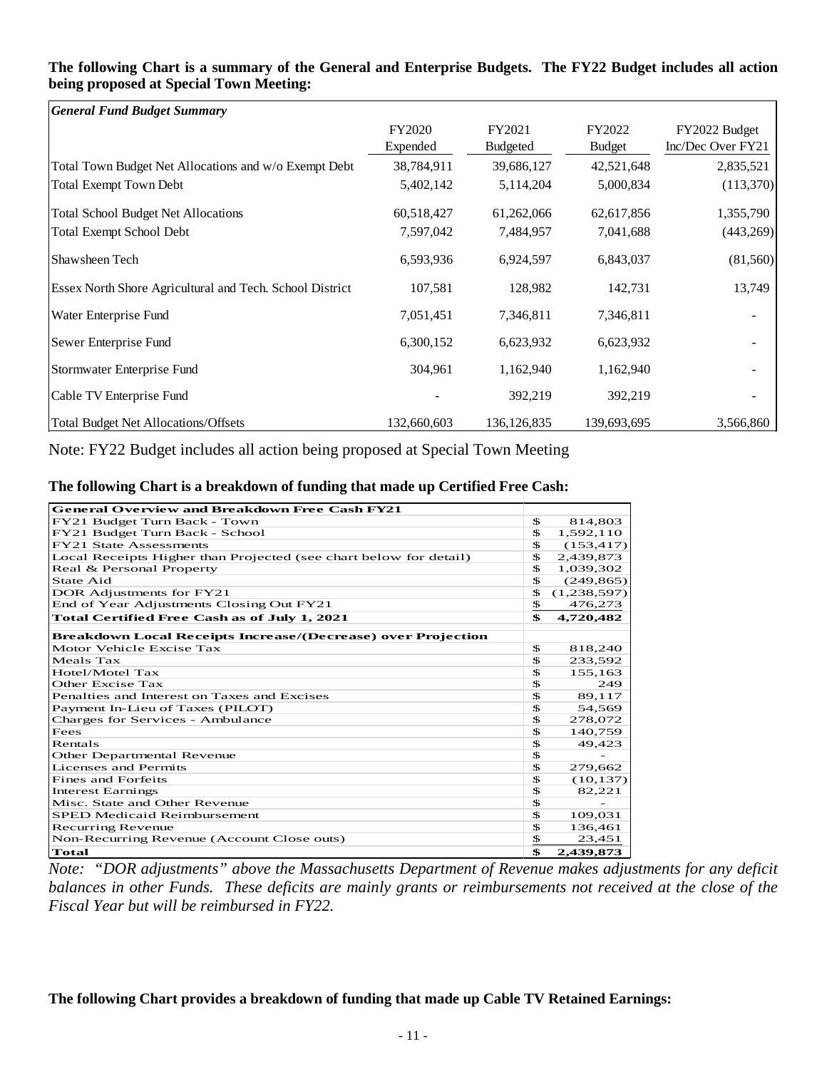**The following Chart is a summary of the General and Enterprise Budgets. The FY22 Budget includes all action being proposed at Special Town Meeting:**

| *General Fund Budget Summary* | FY2020 Expended | FY2021 Budgeted | FY2022 Budget | FY2022 Budget Inc/Dec Over FY21 |
|---|---|---|---|---|
| Total Town Budget Net Allocations and w/o Exempt Debt | 38,784,911 | 39,686,127 | 42,521,648 | 2,835,521 |
| Total Exempt Town Debt | 5,402,142 | 5,114,204 | 5,000,834 | (113,370) |
| Total School Budget Net Allocations | 60,518,427 | 61,262,066 | 62,617,856 | 1,355,790 |
| Total Exempt School Debt | 7,597,042 | 7,484,957 | 7,041,688 | (443,269) |
| Shawsheen Tech | 6,593,936 | 6,924,597 | 6,843,037 | (81,560) |
| Essex North Shore Agricultural and Tech. School District | 107,581 | 128,982 | 142,731 | 13,749 |
| Water Enterprise Fund | 7,051,451 | 7,346,811 | 7,346,811 | - |
| Sewer Enterprise Fund | 6,300,152 | 6,623,932 | 6,623,932 | - |
| Stormwater Enterprise Fund | 304,961 | 1,162,940 | 1,162,940 | - |
| Cable TV Enterprise Fund | - | 392,219 | 392,219 | - |
| Total Budget Net Allocations/Offsets | 132,660,603 | 136,126,835 | 139,693,695 | 3,566,860 |

Note: FY22 Budget includes all action being proposed at Special Town Meeting

**The following Chart is a breakdown of funding that made up Certified Free Cash:**

| **General Overview and Breakdown Free Cash FY21** | |
|---|---|
| FY21 Budget Turn Back - Town | $ 814,803 |
| FY21 Budget Turn Back - School | $ 1,592,110 |
| FY21 State Assessments | $ (153,417) |
| Local Receipts Higher than Projected (see chart below for detail) | $ 2,439,873 |
| Real & Personal Property | $ 1,039,302 |
| State Aid | $ (249,865) |
| DOR Adjustments for FY21 | $ (1,238,597) |
| End of Year Adjustments Closing Out FY21 | $ 476,273 |
| **Total Certified Free Cash as of July 1, 2021** | **$ 4,720,482** |
| **Breakdown Local Receipts Increase/(Decrease) over Projection** | |
| Motor Vehicle Excise Tax | $ 818,240 |
| Meals Tax | $ 233,592 |
| Hotel/Motel Tax | $ 155,163 |
| Other Excise Tax | $ 249 |
| Penalties and Interest on Taxes and Excises | $ 89,117 |
| Payment In-Lieu of Taxes (PILOT) | $ 54,569 |
| Charges for Services - Ambulance | $ 278,072 |
| Fees | $ 140,759 |
| Rentals | $ 49,423 |
| Other Departmental Revenue | $ - |
| Licenses and Permits | $ 279,662 |
| Fines and Forfeits | $ (10,137) |
| Interest Earnings | $ 82,221 |
| Misc. State and Other Revenue | $ - |
| SPED Medicaid Reimbursement | $ 109,031 |
| Recurring Revenue | $ 136,461 |
| Non-Recurring Revenue (Account Close outs) | $ 23,451 |
| **Total** | **$ 2,439,873** |

*Note: "DOR adjustments" above the Massachusetts Department of Revenue makes adjustments for any deficit balances in other Funds. These deficits are mainly grants or reimbursements not received at the close of the Fiscal Year but will be reimbursed in FY22.*

**The following Chart provides a breakdown of funding that made up Cable TV Retained Earnings:**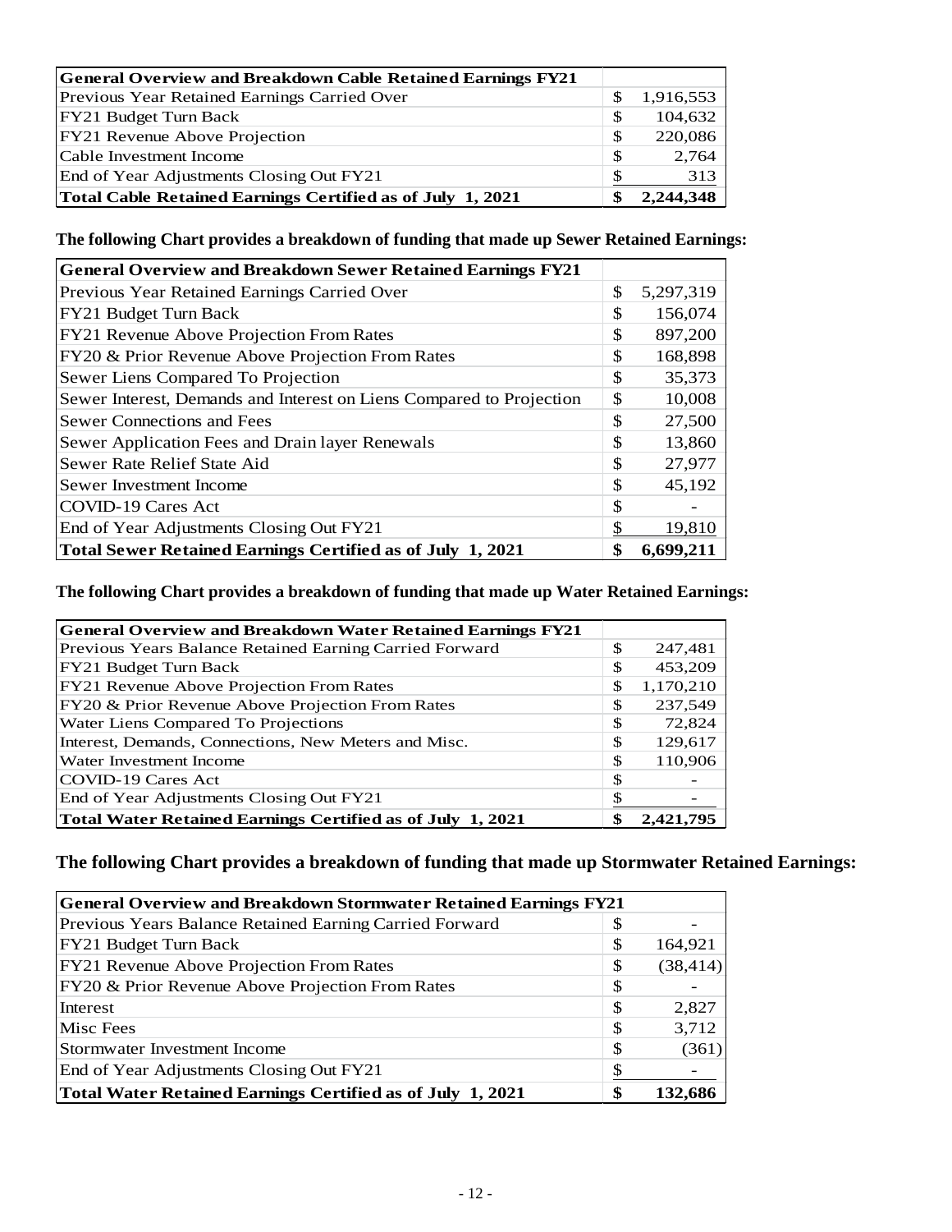| General Overview and Breakdown Cable Retained Earnings FY21 | |
|---|---|
| Previous Year Retained Earnings Carried Over | $ 1,916,553 |
| FY21 Budget Turn Back | $ 104,632 |
| FY21 Revenue Above Projection | $ 220,086 |
| Cable Investment Income | $ 2,764 |
| End of Year Adjustments Closing Out FY21 | $ 313 |
| **Total Cable Retained Earnings Certified as of July 1, 2021** | **$ 2,244,348** |

**The following Chart provides a breakdown of funding that made up Sewer Retained Earnings:**

| General Overview and Breakdown Sewer Retained Earnings FY21 | |
|---|---|
| Previous Year Retained Earnings Carried Over | $ 5,297,319 |
| FY21 Budget Turn Back | $ 156,074 |
| FY21 Revenue Above Projection From Rates | $ 897,200 |
| FY20 & Prior Revenue Above Projection From Rates | $ 168,898 |
| Sewer Liens Compared To Projection | $ 35,373 |
| Sewer Interest, Demands and Interest on Liens Compared to Projection | $ 10,008 |
| Sewer Connections and Fees | $ 27,500 |
| Sewer Application Fees and Drain layer Renewals | $ 13,860 |
| Sewer Rate Relief State Aid | $ 27,977 |
| Sewer Investment Income | $ 45,192 |
| COVID-19 Cares Act | $ - |
| End of Year Adjustments Closing Out FY21 | $ 19,810 |
| **Total Sewer Retained Earnings Certified as of July 1, 2021** | **$ 6,699,211** |

**The following Chart provides a breakdown of funding that made up Water Retained Earnings:**

| General Overview and Breakdown Water Retained Earnings FY21 | |
|---|---|
| Previous Years Balance Retained Earning Carried Forward | $ 247,481 |
| FY21 Budget Turn Back | $ 453,209 |
| FY21 Revenue Above Projection From Rates | $ 1,170,210 |
| FY20 & Prior Revenue Above Projection From Rates | $ 237,549 |
| Water Liens Compared To Projections | $ 72,824 |
| Interest, Demands, Connections, New Meters and Misc. | $ 129,617 |
| Water Investment Income | $ 110,906 |
| COVID-19 Cares Act | $ - |
| End of Year Adjustments Closing Out FY21 | $ - |
| **Total Water Retained Earnings Certified as of July 1, 2021** | **$ 2,421,795** |

**The following Chart provides a breakdown of funding that made up Stormwater Retained Earnings:**

| General Overview and Breakdown Stormwater Retained Earnings FY21 | |
|---|---|
| Previous Years Balance Retained Earning Carried Forward | $ - |
| FY21 Budget Turn Back | $ 164,921 |
| FY21 Revenue Above Projection From Rates | $ (38,414) |
| FY20 & Prior Revenue Above Projection From Rates | $ - |
| Interest | $ 2,827 |
| Misc Fees | $ 3,712 |
| Stormwater Investment Income | $ (361) |
| End of Year Adjustments Closing Out FY21 | $ - |
| **Total Water Retained Earnings Certified as of July 1, 2021** | **$ 132,686** |